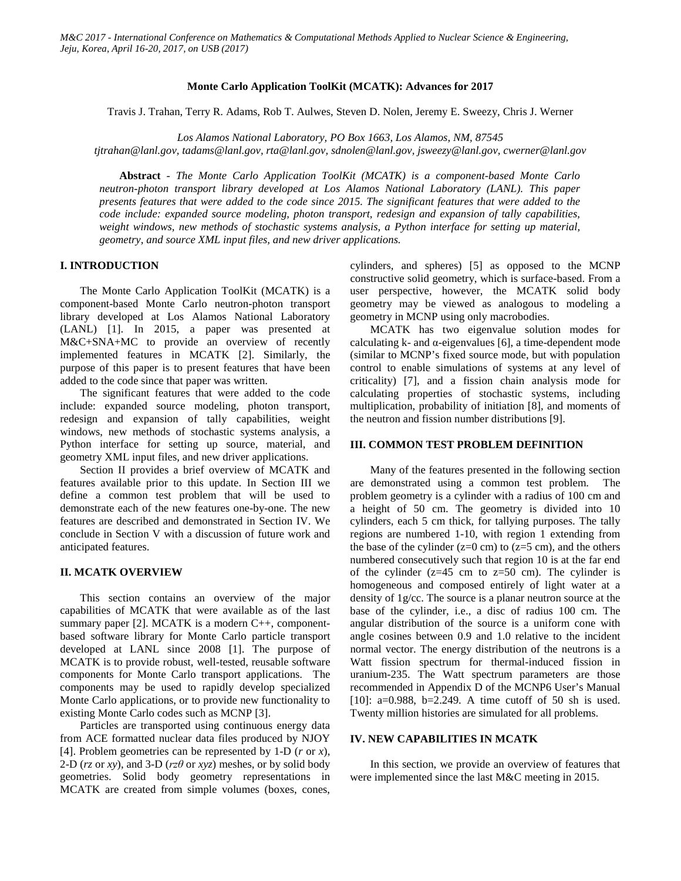# Monte Carlo Application ToolKit (MCATK): Advances for 2017

Travis J. Trahan, Terry R. Adams, Rob T. Aulwes, Steven D. Nolen, Jeremy E. Sweezy, Chris J. Werner

*Los Alamos National Laboratory, PO Box 1663, Los Alamos, NM, 87545*
*tjtrahan@lanl.gov, tadams@lanl.gov, rta@lanl.gov, sdnolen@lanl.gov, jsweezy@lanl.gov, cwerner@lanl.gov*

**Abstract** - *The Monte Carlo Application ToolKit (MCATK) is a component-based Monte Carlo neutron-photon transport library developed at Los Alamos National Laboratory (LANL). This paper presents features that were added to the code since 2015. The significant features that were added to the code include: expanded source modeling, photon transport, redesign and expansion of tally capabilities, weight windows, new methods of stochastic systems analysis, a Python interface for setting up material, geometry, and source XML input files, and new driver applications.*

## I. INTRODUCTION

The Monte Carlo Application ToolKit (MCATK) is a component-based Monte Carlo neutron-photon transport library developed at Los Alamos National Laboratory (LANL) [1]. In 2015, a paper was presented at M&C+SNA+MC to provide an overview of recently implemented features in MCATK [2]. Similarly, the purpose of this paper is to present features that have been added to the code since that paper was written.

The significant features that were added to the code include: expanded source modeling, photon transport, redesign and expansion of tally capabilities, weight windows, new methods of stochastic systems analysis, a Python interface for setting up source, material, and geometry XML input files, and new driver applications.

Section II provides a brief overview of MCATK and features available prior to this update. In Section III we define a common test problem that will be used to demonstrate each of the new features one-by-one. The new features are described and demonstrated in Section IV. We conclude in Section V with a discussion of future work and anticipated features.

## II. MCATK OVERVIEW

This section contains an overview of the major capabilities of MCATK that were available as of the last summary paper [2]. MCATK is a modern C++, component-based software library for Monte Carlo particle transport developed at LANL since 2008 [1]. The purpose of MCATK is to provide robust, well-tested, reusable software components for Monte Carlo transport applications. The components may be used to rapidly develop specialized Monte Carlo applications, or to provide new functionality to existing Monte Carlo codes such as MCNP [3].

Particles are transported using continuous energy data from ACE formatted nuclear data files produced by NJOY [4]. Problem geometries can be represented by 1-D (*r* or *x*), 2-D (*rz* or *xy*), and 3-D (*rzθ* or *xyz*) meshes, or by solid body geometries. Solid body geometry representations in MCATK are created from simple volumes (boxes, cones, cylinders, and spheres) [5] as opposed to the MCNP constructive solid geometry, which is surface-based. From a user perspective, however, the MCATK solid body geometry may be viewed as analogous to modeling a geometry in MCNP using only macrobodies.

MCATK has two eigenvalue solution modes for calculating k- and α-eigenvalues [6], a time-dependent mode (similar to MCNP's fixed source mode, but with population control to enable simulations of systems at any level of criticality) [7], and a fission chain analysis mode for calculating properties of stochastic systems, including multiplication, probability of initiation [8], and moments of the neutron and fission number distributions [9].

## III. COMMON TEST PROBLEM DEFINITION

Many of the features presented in the following section are demonstrated using a common test problem. The problem geometry is a cylinder with a radius of 100 cm and a height of 50 cm. The geometry is divided into 10 cylinders, each 5 cm thick, for tallying purposes. The tally regions are numbered 1-10, with region 1 extending from the base of the cylinder (z=0 cm) to (z=5 cm), and the others numbered consecutively such that region 10 is at the far end of the cylinder (z=45 cm to z=50 cm). The cylinder is homogeneous and composed entirely of light water at a density of 1g/cc. The source is a planar neutron source at the base of the cylinder, i.e., a disc of radius 100 cm. The angular distribution of the source is a uniform cone with angle cosines between 0.9 and 1.0 relative to the incident normal vector. The energy distribution of the neutrons is a Watt fission spectrum for thermal-induced fission in uranium-235. The Watt spectrum parameters are those recommended in Appendix D of the MCNP6 User's Manual [10]: a=0.988, b=2.249. A time cutoff of 50 sh is used. Twenty million histories are simulated for all problems.

## IV. NEW CAPABILITIES IN MCATK

In this section, we provide an overview of features that were implemented since the last M&C meeting in 2015.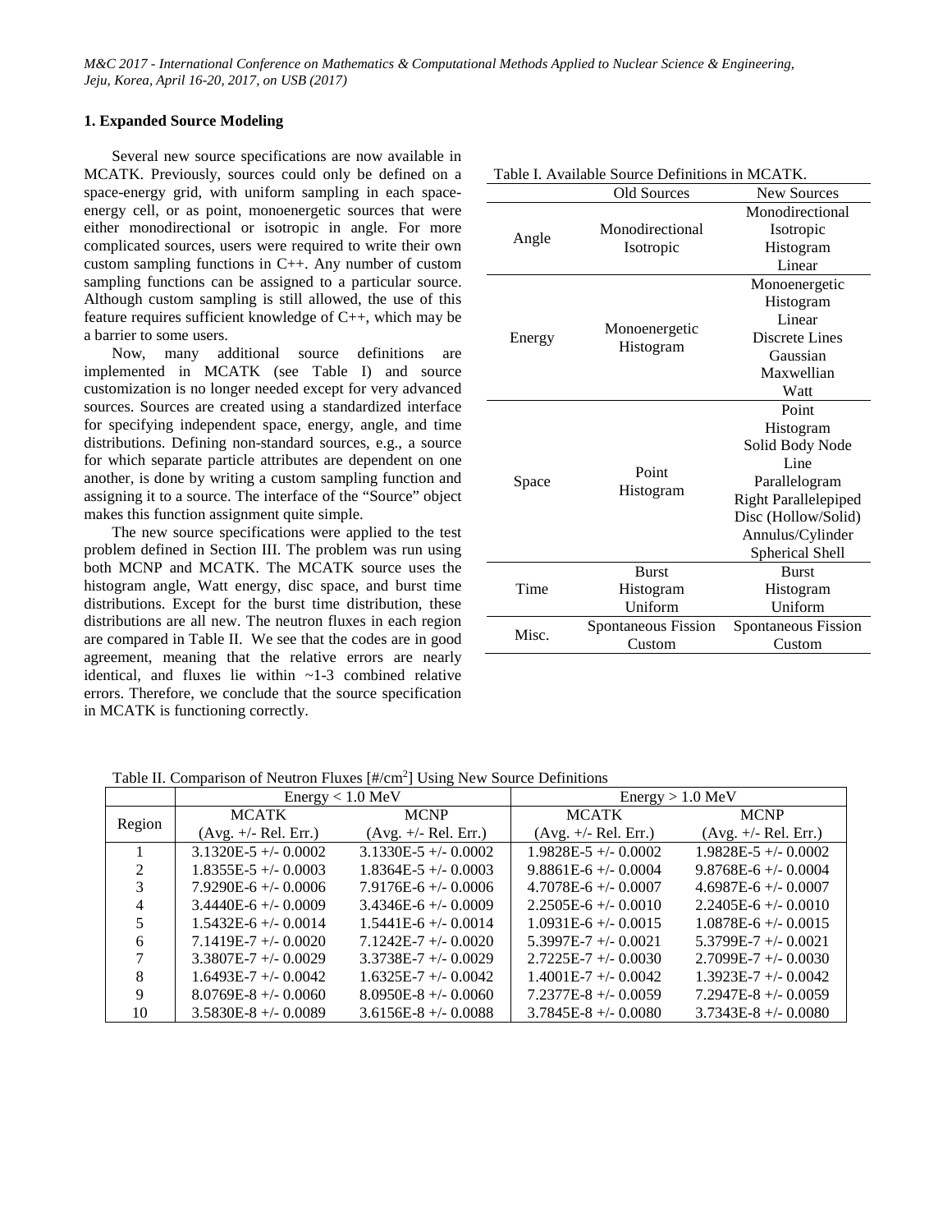### 1. Expanded Source Modeling

Several new source specifications are now available in MCATK. Previously, sources could only be defined on a space-energy grid, with uniform sampling in each space-energy cell, or as point, monoenergetic sources that were either monodirectional or isotropic in angle. For more complicated sources, users were required to write their own custom sampling functions in C++. Any number of custom sampling functions can be assigned to a particular source. Although custom sampling is still allowed, the use of this feature requires sufficient knowledge of C++, which may be a barrier to some users.

Now, many additional source definitions are implemented in MCATK (see Table I) and source customization is no longer needed except for very advanced sources. Sources are created using a standardized interface for specifying independent space, energy, angle, and time distributions. Defining non-standard sources, e.g., a source for which separate particle attributes are dependent on one another, is done by writing a custom sampling function and assigning it to a source. The interface of the "Source" object makes this function assignment quite simple.

The new source specifications were applied to the test problem defined in Section III. The problem was run using both MCNP and MCATK. The MCATK source uses the histogram angle, Watt energy, disc space, and burst time distributions. Except for the burst time distribution, these distributions are all new. The neutron fluxes in each region are compared in Table II. We see that the codes are in good agreement, meaning that the relative errors are nearly identical, and fluxes lie within ~1-3 combined relative errors. Therefore, we conclude that the source specification in MCATK is functioning correctly.

Table I. Available Source Definitions in MCATK.

| | Old Sources | New Sources |
|---|---|---|
| Angle | Monodirectional<br>Isotropic | Monodirectional<br>Isotropic<br>Histogram<br>Linear |
| Energy | Monoenergetic<br>Histogram | Monoenergetic<br>Histogram<br>Linear<br>Discrete Lines<br>Gaussian<br>Maxwellian<br>Watt |
| Space | Point<br>Histogram | Point<br>Histogram<br>Solid Body Node<br>Line<br>Parallelogram<br>Right Parallelepiped<br>Disc (Hollow/Solid)<br>Annulus/Cylinder<br>Spherical Shell |
| Time | Burst<br>Histogram<br>Uniform | Burst<br>Histogram<br>Uniform |
| Misc. | Spontaneous Fission<br>Custom | Spontaneous Fission<br>Custom |

Table II. Comparison of Neutron Fluxes [#/cm$^2$] Using New Source Definitions

| Region | Energy < 1.0 MeV | | Energy > 1.0 MeV | |
|---|---|---|---|---|
| | MCATK (Avg. +/- Rel. Err.) | MCNP (Avg. +/- Rel. Err.) | MCATK (Avg. +/- Rel. Err.) | MCNP (Avg. +/- Rel. Err.) |
| 1 | 3.1320E-5 +/- 0.0002 | 3.1330E-5 +/- 0.0002 | 1.9828E-5 +/- 0.0002 | 1.9828E-5 +/- 0.0002 |
| 2 | 1.8355E-5 +/- 0.0003 | 1.8364E-5 +/- 0.0003 | 9.8861E-6 +/- 0.0004 | 9.8768E-6 +/- 0.0004 |
| 3 | 7.9290E-6 +/- 0.0006 | 7.9176E-6 +/- 0.0006 | 4.7078E-6 +/- 0.0007 | 4.6987E-6 +/- 0.0007 |
| 4 | 3.4440E-6 +/- 0.0009 | 3.4346E-6 +/- 0.0009 | 2.2505E-6 +/- 0.0010 | 2.2405E-6 +/- 0.0010 |
| 5 | 1.5432E-6 +/- 0.0014 | 1.5441E-6 +/- 0.0014 | 1.0931E-6 +/- 0.0015 | 1.0878E-6 +/- 0.0015 |
| 6 | 7.1419E-7 +/- 0.0020 | 7.1242E-7 +/- 0.0020 | 5.3997E-7 +/- 0.0021 | 5.3799E-7 +/- 0.0021 |
| 7 | 3.3807E-7 +/- 0.0029 | 3.3738E-7 +/- 0.0029 | 2.7225E-7 +/- 0.0030 | 2.7099E-7 +/- 0.0030 |
| 8 | 1.6493E-7 +/- 0.0042 | 1.6325E-7 +/- 0.0042 | 1.4001E-7 +/- 0.0042 | 1.3923E-7 +/- 0.0042 |
| 9 | 8.0769E-8 +/- 0.0060 | 8.0950E-8 +/- 0.0060 | 7.2377E-8 +/- 0.0059 | 7.2947E-8 +/- 0.0059 |
| 10 | 3.5830E-8 +/- 0.0089 | 3.6156E-8 +/- 0.0088 | 3.7845E-8 +/- 0.0080 | 3.7343E-8 +/- 0.0080 |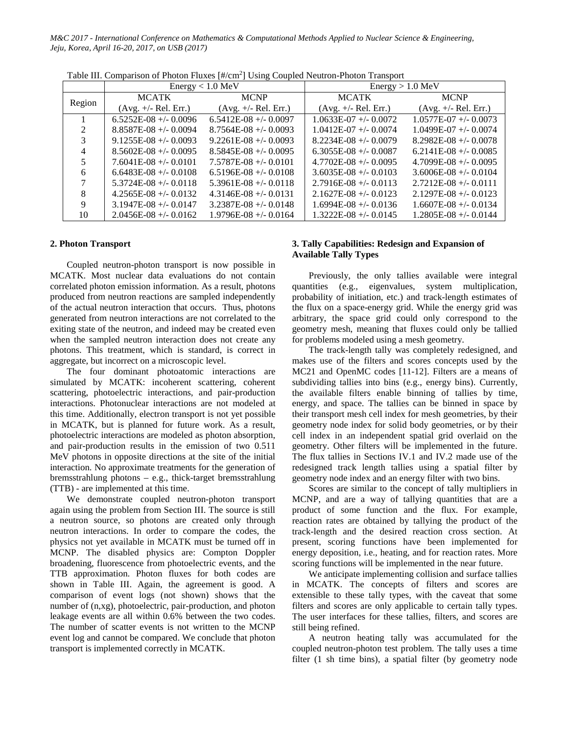Table III. Comparison of Photon Fluxes [#/cm$^2$] Using Coupled Neutron-Photon Transport

| Region | Energy < 1.0 MeV | | Energy > 1.0 MeV | |
|---|---|---|---|---|
| | MCATK (Avg. +/- Rel. Err.) | MCNP (Avg. +/- Rel. Err.) | MCATK (Avg. +/- Rel. Err.) | MCNP (Avg. +/- Rel. Err.) |
| 1 | 6.5252E-08 +/- 0.0096 | 6.5412E-08 +/- 0.0097 | 1.0633E-07 +/- 0.0072 | 1.0577E-07 +/- 0.0073 |
| 2 | 8.8587E-08 +/- 0.0094 | 8.7564E-08 +/- 0.0093 | 1.0412E-07 +/- 0.0074 | 1.0499E-07 +/- 0.0074 |
| 3 | 9.1255E-08 +/- 0.0093 | 9.2261E-08 +/- 0.0093 | 8.2234E-08 +/- 0.0079 | 8.2982E-08 +/- 0.0078 |
| 4 | 8.5602E-08 +/- 0.0095 | 8.5845E-08 +/- 0.0095 | 6.3055E-08 +/- 0.0087 | 6.2141E-08 +/- 0.0085 |
| 5 | 7.6041E-08 +/- 0.0101 | 7.5787E-08 +/- 0.0101 | 4.7702E-08 +/- 0.0095 | 4.7099E-08 +/- 0.0095 |
| 6 | 6.6483E-08 +/- 0.0108 | 6.5196E-08 +/- 0.0108 | 3.6035E-08 +/- 0.0103 | 3.6006E-08 +/- 0.0104 |
| 7 | 5.3724E-08 +/- 0.0118 | 5.3961E-08 +/- 0.0118 | 2.7916E-08 +/- 0.0113 | 2.7212E-08 +/- 0.0111 |
| 8 | 4.2565E-08 +/- 0.0132 | 4.3146E-08 +/- 0.0131 | 2.1627E-08 +/- 0.0123 | 2.1297E-08 +/- 0.0123 |
| 9 | 3.1947E-08 +/- 0.0147 | 3.2387E-08 +/- 0.0148 | 1.6994E-08 +/- 0.0136 | 1.6607E-08 +/- 0.0134 |
| 10 | 2.0456E-08 +/- 0.0162 | 1.9796E-08 +/- 0.0164 | 1.3222E-08 +/- 0.0145 | 1.2805E-08 +/- 0.0144 |

## 2. Photon Transport

Coupled neutron-photon transport is now possible in MCATK. Most nuclear data evaluations do not contain correlated photon emission information. As a result, photons produced from neutron reactions are sampled independently of the actual neutron interaction that occurs. Thus, photons generated from neutron interactions are not correlated to the exiting state of the neutron, and indeed may be created even when the sampled neutron interaction does not create any photons. This treatment, which is standard, is correct in aggregate, but incorrect on a microscopic level.

The four dominant photoatomic interactions are simulated by MCATK: incoherent scattering, coherent scattering, photoelectric interactions, and pair-production interactions. Photonuclear interactions are not modeled at this time. Additionally, electron transport is not yet possible in MCATK, but is planned for future work. As a result, photoelectric interactions are modeled as photon absorption, and pair-production results in the emission of two 0.511 MeV photons in opposite directions at the site of the initial interaction. No approximate treatments for the generation of bremsstrahlung photons – e.g., thick-target bremsstrahlung (TTB) - are implemented at this time.

We demonstrate coupled neutron-photon transport again using the problem from Section III. The source is still a neutron source, so photons are created only through neutron interactions. In order to compare the codes, the physics not yet available in MCATK must be turned off in MCNP. The disabled physics are: Compton Doppler broadening, fluorescence from photoelectric events, and the TTB approximation. Photon fluxes for both codes are shown in Table III. Again, the agreement is good. A comparison of event logs (not shown) shows that the number of (n,xg), photoelectric, pair-production, and photon leakage events are all within 0.6% between the two codes. The number of scatter events is not written to the MCNP event log and cannot be compared. We conclude that photon transport is implemented correctly in MCATK.

## 3. Tally Capabilities: Redesign and Expansion of Available Tally Types

Previously, the only tallies available were integral quantities (e.g., eigenvalues, system multiplication, probability of initiation, etc.) and track-length estimates of the flux on a space-energy grid. While the energy grid was arbitrary, the space grid could only correspond to the geometry mesh, meaning that fluxes could only be tallied for problems modeled using a mesh geometry.

The track-length tally was completely redesigned, and makes use of the filters and scores concepts used by the MC21 and OpenMC codes [11-12]. Filters are a means of subdividing tallies into bins (e.g., energy bins). Currently, the available filters enable binning of tallies by time, energy, and space. The tallies can be binned in space by their transport mesh cell index for mesh geometries, by their geometry node index for solid body geometries, or by their cell index in an independent spatial grid overlaid on the geometry. Other filters will be implemented in the future. The flux tallies in Sections IV.1 and IV.2 made use of the redesigned track length tallies using a spatial filter by geometry node index and an energy filter with two bins.

Scores are similar to the concept of tally multipliers in MCNP, and are a way of tallying quantities that are a product of some function and the flux. For example, reaction rates are obtained by tallying the product of the track-length and the desired reaction cross section. At present, scoring functions have been implemented for energy deposition, i.e., heating, and for reaction rates. More scoring functions will be implemented in the near future.

We anticipate implementing collision and surface tallies in MCATK. The concepts of filters and scores are extensible to these tally types, with the caveat that some filters and scores are only applicable to certain tally types. The user interfaces for these tallies, filters, and scores are still being refined.

A neutron heating tally was accumulated for the coupled neutron-photon test problem. The tally uses a time filter (1 sh time bins), a spatial filter (by geometry node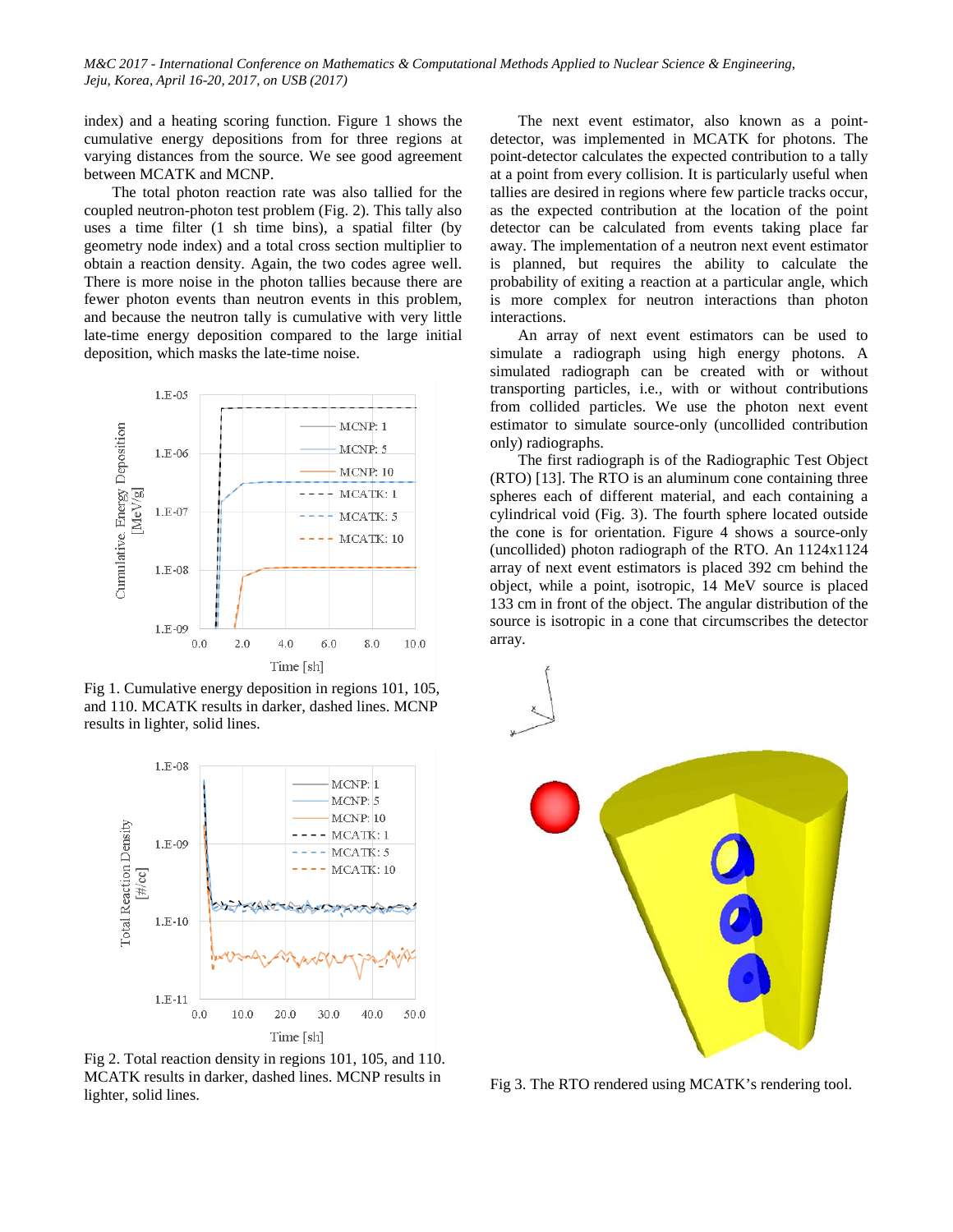index) and a heating scoring function. Figure 1 shows the cumulative energy depositions from for three regions at varying distances from the source. We see good agreement between MCATK and MCNP.

The total photon reaction rate was also tallied for the coupled neutron-photon test problem (Fig. 2). This tally also uses a time filter (1 sh time bins), a spatial filter (by geometry node index) and a total cross section multiplier to obtain a reaction density. Again, the two codes agree well. There is more noise in the photon tallies because there are fewer photon events than neutron events in this problem, and because the neutron tally is cumulative with very little late-time energy deposition compared to the large initial deposition, which masks the late-time noise.

Fig 1. Cumulative energy deposition in regions 101, 105, and 110. MCATK results in darker, dashed lines. MCNP results in lighter, solid lines.

Fig 2. Total reaction density in regions 101, 105, and 110. MCATK results in darker, dashed lines. MCNP results in lighter, solid lines.

The next event estimator, also known as a point-detector, was implemented in MCATK for photons. The point-detector calculates the expected contribution to a tally at a point from every collision. It is particularly useful when tallies are desired in regions where few particle tracks occur, as the expected contribution at the location of the point detector can be calculated from events taking place far away. The implementation of a neutron next event estimator is planned, but requires the ability to calculate the probability of exiting a reaction at a particular angle, which is more complex for neutron interactions than photon interactions.

An array of next event estimators can be used to simulate a radiograph using high energy photons. A simulated radiograph can be created with or without transporting particles, i.e., with or without contributions from collided particles. We use the photon next event estimator to simulate source-only (uncollided contribution only) radiographs.

The first radiograph is of the Radiographic Test Object (RTO) [13]. The RTO is an aluminum cone containing three spheres each of different material, and each containing a cylindrical void (Fig. 3). The fourth sphere located outside the cone is for orientation. Figure 4 shows a source-only (uncollided) photon radiograph of the RTO. An 1124x1124 array of next event estimators is placed 392 cm behind the object, while a point, isotropic, 14 MeV source is placed 133 cm in front of the object. The angular distribution of the source is isotropic in a cone that circumscribes the detector array.

Fig 3. The RTO rendered using MCATK's rendering tool.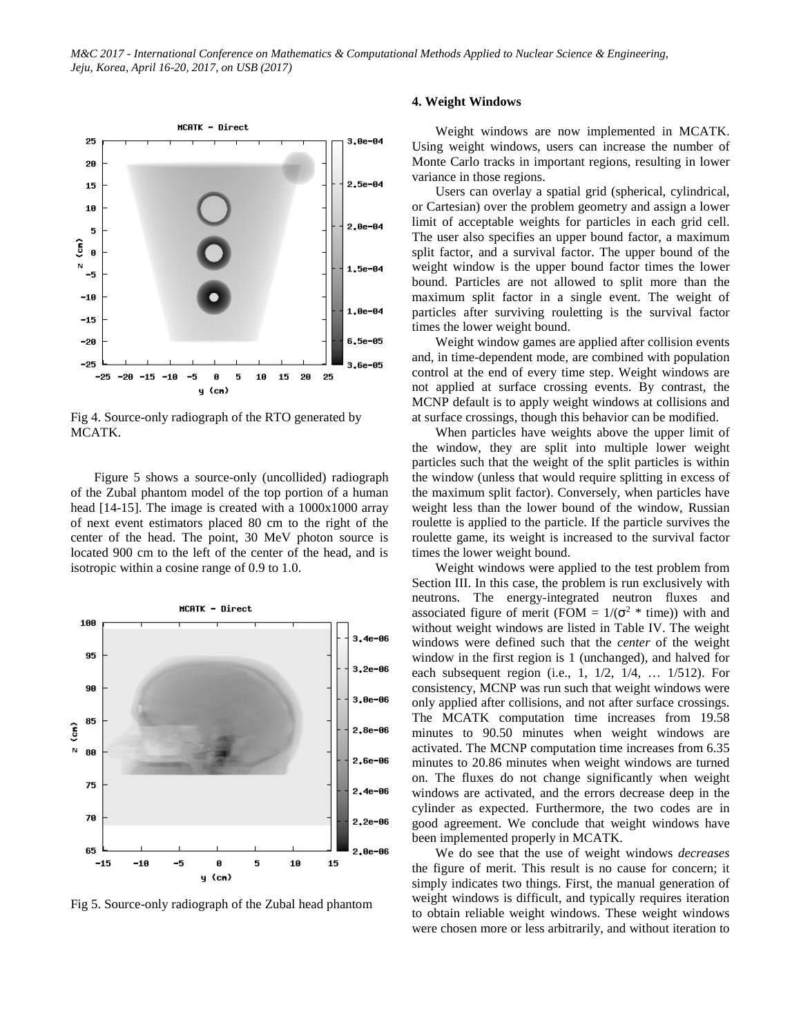Fig 4. Source-only radiograph of the RTO generated by MCATK.

Figure 5 shows a source-only (uncollided) radiograph of the Zubal phantom model of the top portion of a human head [14-15]. The image is created with a 1000x1000 array of next event estimators placed 80 cm to the right of the center of the head. The point, 30 MeV photon source is located 900 cm to the left of the center of the head, and is isotropic within a cosine range of 0.9 to 1.0.

Fig 5. Source-only radiograph of the Zubal head phantom

#### 4. Weight Windows

Weight windows are now implemented in MCATK. Using weight windows, users can increase the number of Monte Carlo tracks in important regions, resulting in lower variance in those regions.

Users can overlay a spatial grid (spherical, cylindrical, or Cartesian) over the problem geometry and assign a lower limit of acceptable weights for particles in each grid cell. The user also specifies an upper bound factor, a maximum split factor, and a survival factor. The upper bound of the weight window is the upper bound factor times the lower bound. Particles are not allowed to split more than the maximum split factor in a single event. The weight of particles after surviving rouletting is the survival factor times the lower weight bound.

Weight window games are applied after collision events and, in time-dependent mode, are combined with population control at the end of every time step. Weight windows are not applied at surface crossing events. By contrast, the MCNP default is to apply weight windows at collisions and at surface crossings, though this behavior can be modified.

When particles have weights above the upper limit of the window, they are split into multiple lower weight particles such that the weight of the split particles is within the window (unless that would require splitting in excess of the maximum split factor). Conversely, when particles have weight less than the lower bound of the window, Russian roulette is applied to the particle. If the particle survives the roulette game, its weight is increased to the survival factor times the lower weight bound.

Weight windows were applied to the test problem from Section III. In this case, the problem is run exclusively with neutrons. The energy-integrated neutron fluxes and associated figure of merit (FOM = $1/(\sigma^2 * \text{time})$) with and without weight windows are listed in Table IV. The weight windows were defined such that the *center* of the weight window in the first region is 1 (unchanged), and halved for each subsequent region (i.e., 1, 1/2, 1/4, … 1/512). For consistency, MCNP was run such that weight windows were only applied after collisions, and not after surface crossings. The MCATK computation time increases from 19.58 minutes to 90.50 minutes when weight windows are activated. The MCNP computation time increases from 6.35 minutes to 20.86 minutes when weight windows are turned on. The fluxes do not change significantly when weight windows are activated, and the errors decrease deep in the cylinder as expected. Furthermore, the two codes are in good agreement. We conclude that weight windows have been implemented properly in MCATK.

We do see that the use of weight windows *decreases* the figure of merit. This result is no cause for concern; it simply indicates two things. First, the manual generation of weight windows is difficult, and typically requires iteration to obtain reliable weight windows. These weight windows were chosen more or less arbitrarily, and without iteration to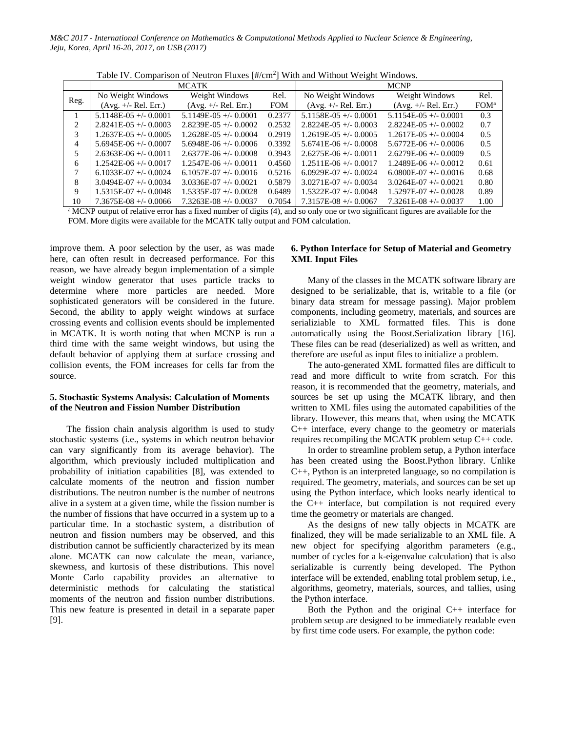Table IV. Comparison of Neutron Fluxes [#/cm$^2$] With and Without Weight Windows.

| Reg. | MCATK | | | MCNP | | |
|---|---|---|---|---|---|---|
| | No Weight Windows (Avg. +/- Rel. Err.) | Weight Windows (Avg. +/- Rel. Err.) | Rel. FOM | No Weight Windows (Avg. +/- Rel. Err.) | Weight Windows (Avg. +/- Rel. Err.) | Rel. FOM[a] |
| 1 | 5.1148E-05 +/- 0.0001 | 5.1149E-05 +/- 0.0001 | 0.2377 | 5.1158E-05 +/- 0.0001 | 5.1154E-05 +/- 0.0001 | 0.3 |
| 2 | 2.8241E-05 +/- 0.0003 | 2.8239E-05 +/- 0.0002 | 0.2532 | 2.8224E-05 +/- 0.0003 | 2.8224E-05 +/- 0.0002 | 0.7 |
| 3 | 1.2637E-05 +/- 0.0005 | 1.2628E-05 +/- 0.0004 | 0.2919 | 1.2619E-05 +/- 0.0005 | 1.2617E-05 +/- 0.0004 | 0.5 |
| 4 | 5.6945E-06 +/- 0.0007 | 5.6948E-06 +/- 0.0006 | 0.3392 | 5.6741E-06 +/- 0.0008 | 5.6772E-06 +/- 0.0006 | 0.5 |
| 5 | 2.6363E-06 +/- 0.0011 | 2.6377E-06 +/- 0.0008 | 0.3943 | 2.6275E-06 +/- 0.0011 | 2.6279E-06 +/- 0.0009 | 0.5 |
| 6 | 1.2542E-06 +/- 0.0017 | 1.2547E-06 +/- 0.0011 | 0.4560 | 1.2511E-06 +/- 0.0017 | 1.2489E-06 +/- 0.0012 | 0.61 |
| 7 | 6.1033E-07 +/- 0.0024 | 6.1057E-07 +/- 0.0016 | 0.5216 | 6.0929E-07 +/- 0.0024 | 6.0800E-07 +/- 0.0016 | 0.68 |
| 8 | 3.0494E-07 +/- 0.0034 | 3.0336E-07 +/- 0.0021 | 0.5879 | 3.0271E-07 +/- 0.0034 | 3.0264E-07 +/- 0.0021 | 0.80 |
| 9 | 1.5315E-07 +/- 0.0048 | 1.5335E-07 +/- 0.0028 | 0.6489 | 1.5322E-07 +/- 0.0048 | 1.5297E-07 +/- 0.0028 | 0.89 |
| 10 | 7.3675E-08 +/- 0.0066 | 7.3263E-08 +/- 0.0037 | 0.7054 | 7.3157E-08 +/- 0.0067 | 7.3261E-08 +/- 0.0037 | 1.00 |

[a] MCNP output of relative error has a fixed number of digits (4), and so only one or two significant figures are available for the FOM. More digits were available for the MCATK tally output and FOM calculation.

improve them. A poor selection by the user, as was made here, can often result in decreased performance. For this reason, we have already begun implementation of a simple weight window generator that uses particle tracks to determine where more particles are needed. More sophisticated generators will be considered in the future. Second, the ability to apply weight windows at surface crossing events and collision events should be implemented in MCATK. It is worth noting that when MCNP is run a third time with the same weight windows, but using the default behavior of applying them at surface crossing and collision events, the FOM increases for cells far from the source.

### 5. Stochastic Systems Analysis: Calculation of Moments of the Neutron and Fission Number Distribution

The fission chain analysis algorithm is used to study stochastic systems (i.e., systems in which neutron behavior can vary significantly from its average behavior). The algorithm, which previously included multiplication and probability of initiation capabilities [8], was extended to calculate moments of the neutron and fission number distributions. The neutron number is the number of neutrons alive in a system at a given time, while the fission number is the number of fissions that have occurred in a system up to a particular time. In a stochastic system, a distribution of neutron and fission numbers may be observed, and this distribution cannot be sufficiently characterized by its mean alone. MCATK can now calculate the mean, variance, skewness, and kurtosis of these distributions. This novel Monte Carlo capability provides an alternative to deterministic methods for calculating the statistical moments of the neutron and fission number distributions. This new feature is presented in detail in a separate paper [9].

### 6. Python Interface for Setup of Material and Geometry XML Input Files

Many of the classes in the MCATK software library are designed to be serializable, that is, writable to a file (or binary data stream for message passing). Major problem components, including geometry, materials, and sources are serializiable to XML formatted files. This is done automatically using the Boost.Serialization library [16]. These files can be read (deserialized) as well as written, and therefore are useful as input files to initialize a problem.

The auto-generated XML formatted files are difficult to read and more difficult to write from scratch. For this reason, it is recommended that the geometry, materials, and sources be set up using the MCATK library, and then written to XML files using the automated capabilities of the library. However, this means that, when using the MCATK C++ interface, every change to the geometry or materials requires recompiling the MCATK problem setup C++ code.

In order to streamline problem setup, a Python interface has been created using the Boost.Python library. Unlike C++, Python is an interpreted language, so no compilation is required. The geometry, materials, and sources can be set up using the Python interface, which looks nearly identical to the C++ interface, but compilation is not required every time the geometry or materials are changed.

As the designs of new tally objects in MCATK are finalized, they will be made serializable to an XML file. A new object for specifying algorithm parameters (e.g., number of cycles for a k-eigenvalue calculation) that is also serializable is currently being developed. The Python interface will be extended, enabling total problem setup, i.e., algorithms, geometry, materials, sources, and tallies, using the Python interface.

Both the Python and the original C++ interface for problem setup are designed to be immediately readable even by first time code users. For example, the python code: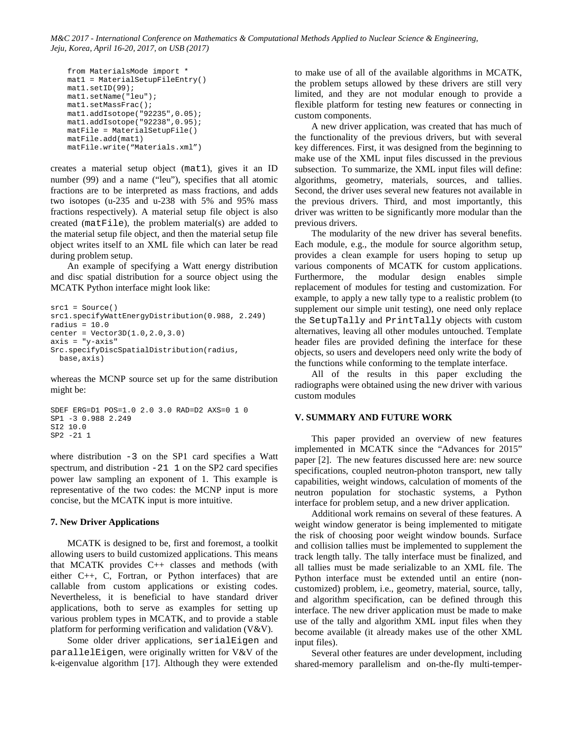```
from MaterialsMode import *
mat1 = MaterialSetupFileEntry()
mat1.setID(99);
mat1.setName("leu");
mat1.setMassFrac();
mat1.addIsotope("92235",0.05);
mat1.addIsotope("92238",0.95);
matFile = MaterialSetupFile()
matFile.add(mat1)
matFile.write("Materials.xml")
```

creates a material setup object (mat1), gives it an ID number (99) and a name ("leu"), specifies that all atomic fractions are to be interpreted as mass fractions, and adds two isotopes (u-235 and u-238 with 5% and 95% mass fractions respectively). A material setup file object is also created (matFile), the problem material(s) are added to the material setup file object, and then the material setup file object writes itself to an XML file which can later be read during problem setup.

An example of specifying a Watt energy distribution and disc spatial distribution for a source object using the MCATK Python interface might look like:

```
src1 = Source()
src1.specifyWattEnergyDistribution(0.988, 2.249)
radius = 10.0
center = Vector3D(1.0,2.0,3.0)
axis = "y-axis"
Src.specifyDiscSpatialDistribution(radius,
  base,axis)
```

whereas the MCNP source set up for the same distribution might be:

```
SDEF ERG=D1 POS=1.0 2.0 3.0 RAD=D2 AXS=0 1 0
SP1 -3 0.988 2.249
SI2 10.0
SP2 -21 1
```

where distribution -3 on the SP1 card specifies a Watt spectrum, and distribution -21 1 on the SP2 card specifies power law sampling an exponent of 1. This example is representative of the two codes: the MCNP input is more concise, but the MCATK input is more intuitive.

### 7. New Driver Applications

MCATK is designed to be, first and foremost, a toolkit allowing users to build customized applications. This means that MCATK provides C++ classes and methods (with either C++, C, Fortran, or Python interfaces) that are callable from custom applications or existing codes. Nevertheless, it is beneficial to have standard driver applications, both to serve as examples for setting up various problem types in MCATK, and to provide a stable platform for performing verification and validation (V&V).

Some older driver applications, serialEigen and parallelEigen, were originally written for V&V of the k-eigenvalue algorithm [17]. Although they were extended to make use of all of the available algorithms in MCATK, the problem setups allowed by these drivers are still very limited, and they are not modular enough to provide a flexible platform for testing new features or connecting in custom components.

A new driver application, was created that has much of the functionality of the previous drivers, but with several key differences. First, it was designed from the beginning to make use of the XML input files discussed in the previous subsection. To summarize, the XML input files will define: algorithms, geometry, materials, sources, and tallies. Second, the driver uses several new features not available in the previous drivers. Third, and most importantly, this driver was written to be significantly more modular than the previous drivers.

The modularity of the new driver has several benefits. Each module, e.g., the module for source algorithm setup, provides a clean example for users hoping to setup up various components of MCATK for custom applications. Furthermore, the modular design enables simple replacement of modules for testing and customization. For example, to apply a new tally type to a realistic problem (to supplement our simple unit testing), one need only replace the SetupTally and PrintTally objects with custom alternatives, leaving all other modules untouched. Template header files are provided defining the interface for these objects, so users and developers need only write the body of the functions while conforming to the template interface.

All of the results in this paper excluding the radiographs were obtained using the new driver with various custom modules

## V. SUMMARY AND FUTURE WORK

This paper provided an overview of new features implemented in MCATK since the "Advances for 2015" paper [2]. The new features discussed here are: new source specifications, coupled neutron-photon transport, new tally capabilities, weight windows, calculation of moments of the neutron population for stochastic systems, a Python interface for problem setup, and a new driver application.

Additional work remains on several of these features. A weight window generator is being implemented to mitigate the risk of choosing poor weight window bounds. Surface and collision tallies must be implemented to supplement the track length tally. The tally interface must be finalized, and all tallies must be made serializable to an XML file. The Python interface must be extended until an entire (non-customized) problem, i.e., geometry, material, source, tally, and algorithm specification, can be defined through this interface. The new driver application must be made to make use of the tally and algorithm XML input files when they become available (it already makes use of the other XML input files).

Several other features are under development, including shared-memory parallelism and on-the-fly multi-temper-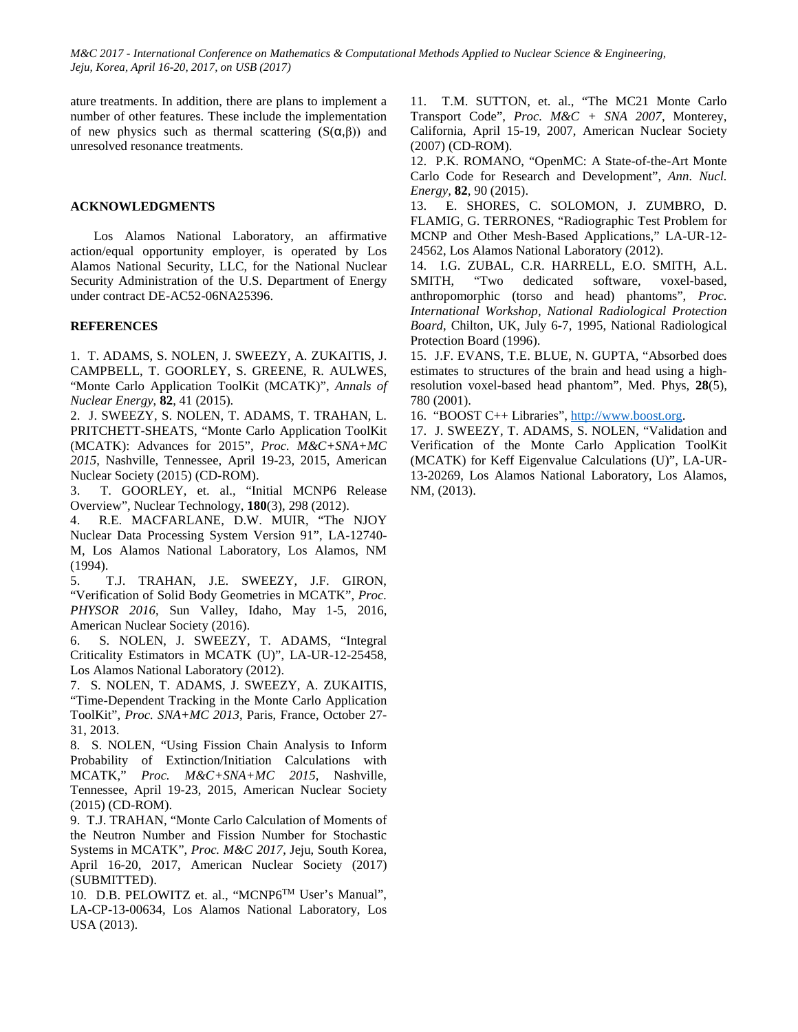ature treatments. In addition, there are plans to implement a number of other features. These include the implementation of new physics such as thermal scattering ($S(\alpha,\beta)$) and unresolved resonance treatments.

## ACKNOWLEDGMENTS

Los Alamos National Laboratory, an affirmative action/equal opportunity employer, is operated by Los Alamos National Security, LLC, for the National Nuclear Security Administration of the U.S. Department of Energy under contract DE-AC52-06NA25396.

## REFERENCES

1. T. ADAMS, S. NOLEN, J. SWEEZY, A. ZUKAITIS, J. CAMPBELL, T. GOORLEY, S. GREENE, R. AULWES, "Monte Carlo Application ToolKit (MCATK)", *Annals of Nuclear Energy*, **82**, 41 (2015).
2. J. SWEEZY, S. NOLEN, T. ADAMS, T. TRAHAN, L. PRITCHETT-SHEATS, "Monte Carlo Application ToolKit (MCATK): Advances for 2015", *Proc. M&C+SNA+MC 2015*, Nashville, Tennessee, April 19-23, 2015, American Nuclear Society (2015) (CD-ROM).
3. T. GOORLEY, et. al., "Initial MCNP6 Release Overview", Nuclear Technology, **180**(3), 298 (2012).
4. R.E. MACFARLANE, D.W. MUIR, "The NJOY Nuclear Data Processing System Version 91", LA-12740-M, Los Alamos National Laboratory, Los Alamos, NM (1994).
5. T.J. TRAHAN, J.E. SWEEZY, J.F. GIRON, "Verification of Solid Body Geometries in MCATK", *Proc. PHYSOR 2016*, Sun Valley, Idaho, May 1-5, 2016, American Nuclear Society (2016).
6. S. NOLEN, J. SWEEZY, T. ADAMS, "Integral Criticality Estimators in MCATK (U)", LA-UR-12-25458, Los Alamos National Laboratory (2012).
7. S. NOLEN, T. ADAMS, J. SWEEZY, A. ZUKAITIS, "Time-Dependent Tracking in the Monte Carlo Application ToolKit", *Proc. SNA+MC 2013*, Paris, France, October 27-31, 2013.
8. S. NOLEN, "Using Fission Chain Analysis to Inform Probability of Extinction/Initiation Calculations with MCATK," *Proc. M&C+SNA+MC 2015*, Nashville, Tennessee, April 19-23, 2015, American Nuclear Society (2015) (CD-ROM).
9. T.J. TRAHAN, "Monte Carlo Calculation of Moments of the Neutron Number and Fission Number for Stochastic Systems in MCATK", *Proc. M&C 2017*, Jeju, South Korea, April 16-20, 2017, American Nuclear Society (2017) (SUBMITTED).
10. D.B. PELOWITZ et. al., "MCNP6™ User's Manual", LA-CP-13-00634, Los Alamos National Laboratory, Los USA (2013).
11. T.M. SUTTON, et. al., "The MC21 Monte Carlo Transport Code", *Proc. M&C + SNA 2007*, Monterey, California, April 15-19, 2007, American Nuclear Society (2007) (CD-ROM).
12. P.K. ROMANO, "OpenMC: A State-of-the-Art Monte Carlo Code for Research and Development", *Ann. Nucl. Energy*, **82**, 90 (2015).
13. E. SHORES, C. SOLOMON, J. ZUMBRO, D. FLAMIG, G. TERRONES, "Radiographic Test Problem for MCNP and Other Mesh-Based Applications," LA-UR-12-24562, Los Alamos National Laboratory (2012).
14. I.G. ZUBAL, C.R. HARRELL, E.O. SMITH, A.L. SMITH, "Two dedicated software, voxel-based, anthropomorphic (torso and head) phantoms", *Proc. International Workshop, National Radiological Protection Board*, Chilton, UK, July 6-7, 1995, National Radiological Protection Board (1996).
15. J.F. EVANS, T.E. BLUE, N. GUPTA, "Absorbed does estimates to structures of the brain and head using a high-resolution voxel-based head phantom", Med. Phys, **28**(5), 780 (2001).
16. "BOOST C++ Libraries", http://www.boost.org.
17. J. SWEEZY, T. ADAMS, S. NOLEN, "Validation and Verification of the Monte Carlo Application ToolKit (MCATK) for Keff Eigenvalue Calculations (U)", LA-UR-13-20269, Los Alamos National Laboratory, Los Alamos, NM, (2013).